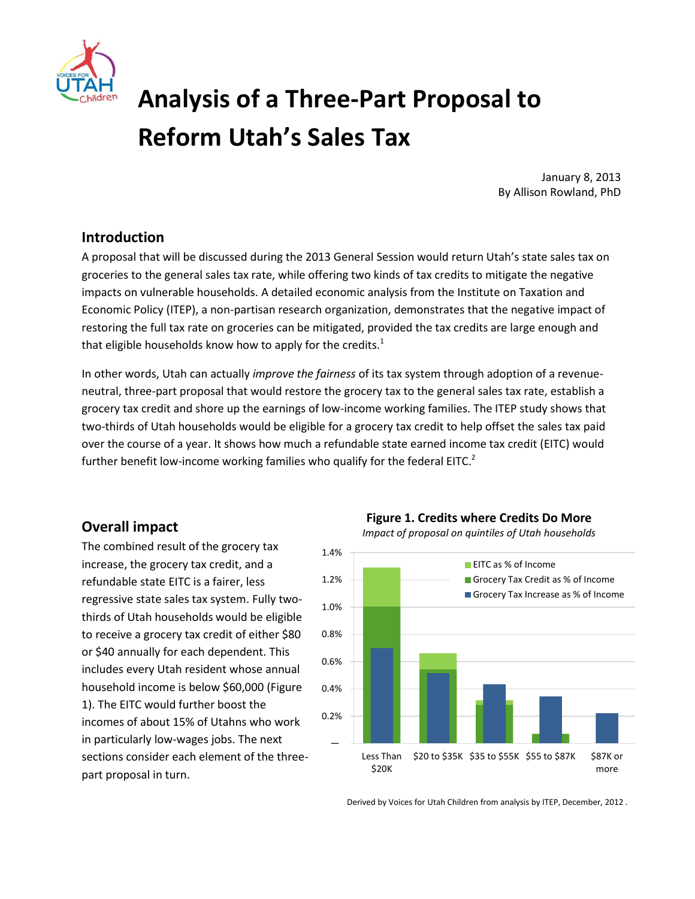# Analysis of a Three-Part Proposal to Reform Utah's Sales Tax

January 8, 2013
By Allison Rowland, PhD

## Introduction

A proposal that will be discussed during the 2013 General Session would return Utah's state sales tax on groceries to the general sales tax rate, while offering two kinds of tax credits to mitigate the negative impacts on vulnerable households. A detailed economic analysis from the Institute on Taxation and Economic Policy (ITEP), a non-partisan research organization, demonstrates that the negative impact of restoring the full tax rate on groceries can be mitigated, provided the tax credits are large enough and that eligible households know how to apply for the credits.[1]

In other words, Utah can actually *improve the fairness* of its tax system through adoption of a revenue-neutral, three-part proposal that would restore the grocery tax to the general sales tax rate, establish a grocery tax credit and shore up the earnings of low-income working families. The ITEP study shows that two-thirds of Utah households would be eligible for a grocery tax credit to help offset the sales tax paid over the course of a year. It shows how much a refundable state earned income tax credit (EITC) would further benefit low-income working families who qualify for the federal EITC.[2]

## Overall impact

The combined result of the grocery tax increase, the grocery tax credit, and a refundable state EITC is a fairer, less regressive state sales tax system. Fully two-thirds of Utah households would be eligible to receive a grocery tax credit of either $80 or $40 annually for each dependent. This includes every Utah resident whose annual household income is below $60,000 (Figure 1). The EITC would further boost the incomes of about 15% of Utahns who work in particularly low-wages jobs. The next sections consider each element of the three-part proposal in turn.

**Figure 1. Credits where Credits Do More**

*Impact of proposal on quintiles of Utah households*

Derived by Voices for Utah Children from analysis by ITEP, December, 2012 .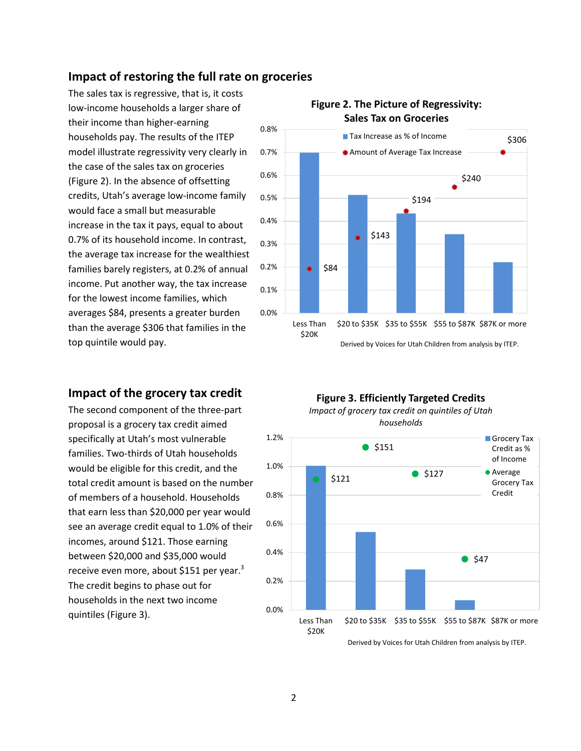## Impact of restoring the full rate on groceries

The sales tax is regressive, that is, it costs low-income households a larger share of their income than higher-earning households pay. The results of the ITEP model illustrate regressivity very clearly in the case of the sales tax on groceries (Figure 2). In the absence of offsetting credits, Utah's average low-income family would face a small but measurable increase in the tax it pays, equal to about 0.7% of its household income. In contrast, the average tax increase for the wealthiest families barely registers, at 0.2% of annual income. Put another way, the tax increase for the lowest income families, which averages $84, presents a greater burden than the average $306 that families in the top quintile would pay.

**Figure 2. The Picture of Regressivity: Sales Tax on Groceries**

| Income group | Tax Increase as % of Income | Amount of Average Tax Increase |
|---|---|---|
| Less Than $20K | 0.7% | $84 |
| $20 to $35K | 0.51% | $143 |
| $35 to $55K | 0.43% | $194 |
| $55 to $87K | 0.34% | $240 |
| $87K or more | 0.22% | $306 |

Derived by Voices for Utah Children from analysis by ITEP.

## Impact of the grocery tax credit

The second component of the three-part proposal is a grocery tax credit aimed specifically at Utah's most vulnerable families. Two-thirds of Utah households would be eligible for this credit, and the total credit amount is based on the number of members of a household. Households that earn less than $20,000 per year would see an average credit equal to 1.0% of their incomes, around $121. Those earning between $20,000 and $35,000 would receive even more, about $151 per year.[3] The credit begins to phase out for households in the next two income quintiles (Figure 3).

**Figure 3. Efficiently Targeted Credits**

*Impact of grocery tax credit on quintiles of Utah households*

| Income group | Grocery Tax Credit as % of Income | Average Grocery Tax Credit |
|---|---|---|
| Less Than $20K | 1.0% | $121 |
| $20 to $35K | 0.54% | $151 |
| $35 to $55K | 0.28% | $127 |
| $55 to $87K | 0.06% | $47 |
| $87K or more | | |

Derived by Voices for Utah Children from analysis by ITEP.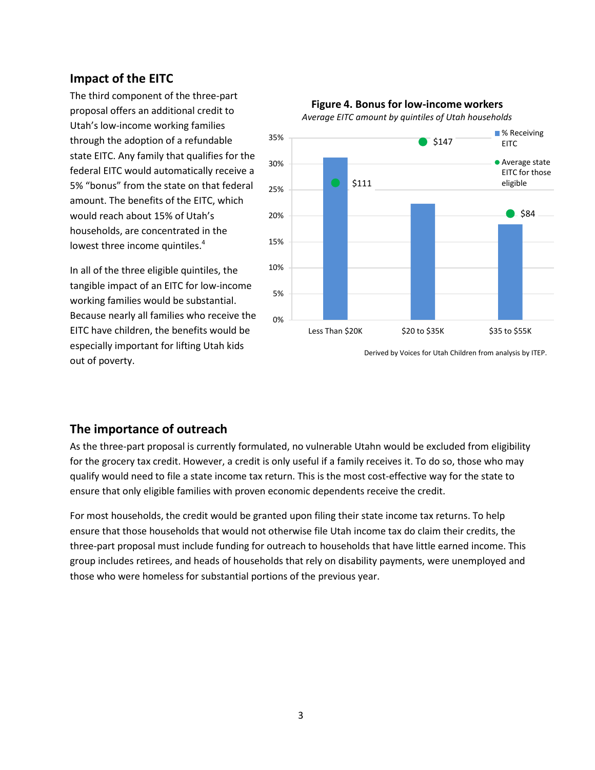## Impact of the EITC

The third component of the three-part proposal offers an additional credit to Utah's low-income working families through the adoption of a refundable state EITC. Any family that qualifies for the federal EITC would automatically receive a 5% "bonus" from the state on that federal amount. The benefits of the EITC, which would reach about 15% of Utah's households, are concentrated in the lowest three income quintiles.[4]

In all of the three eligible quintiles, the tangible impact of an EITC for low-income working families would be substantial. Because nearly all families who receive the EITC have children, the benefits would be especially important for lifting Utah kids out of poverty.

**Figure 4. Bonus for low-income workers**

*Average EITC amount by quintiles of Utah households*

| Income | % Receiving EITC | Average state EITC for those eligible |
|---|---|---|
| Less Than $20K | ~31% | $111 |
| $20 to $35K | ~22% | $147 |
| $35 to $55K | ~18% | $84 |

Derived by Voices for Utah Children from analysis by ITEP.

## The importance of outreach

As the three-part proposal is currently formulated, no vulnerable Utahn would be excluded from eligibility for the grocery tax credit. However, a credit is only useful if a family receives it. To do so, those who may qualify would need to file a state income tax return. This is the most cost-effective way for the state to ensure that only eligible families with proven economic dependents receive the credit.

For most households, the credit would be granted upon filing their state income tax returns. To help ensure that those households that would not otherwise file Utah income tax do claim their credits, the three-part proposal must include funding for outreach to households that have little earned income. This group includes retirees, and heads of households that rely on disability payments, were unemployed and those who were homeless for substantial portions of the previous year.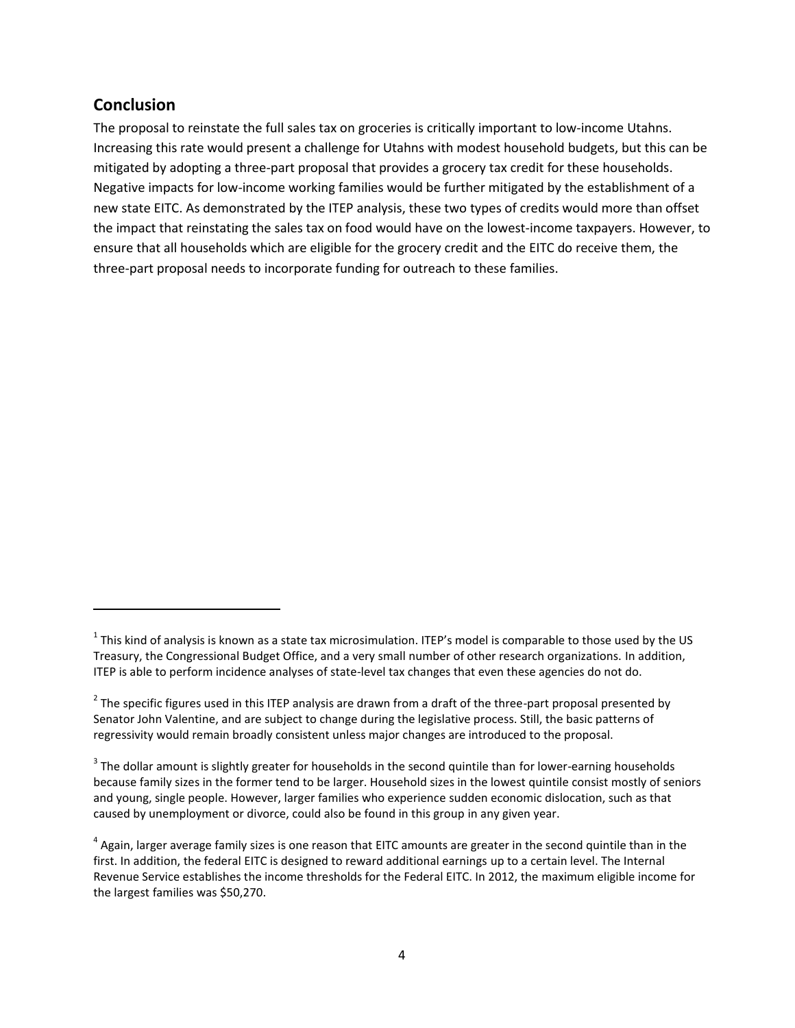## Conclusion

The proposal to reinstate the full sales tax on groceries is critically important to low-income Utahns. Increasing this rate would present a challenge for Utahns with modest household budgets, but this can be mitigated by adopting a three-part proposal that provides a grocery tax credit for these households. Negative impacts for low-income working families would be further mitigated by the establishment of a new state EITC. As demonstrated by the ITEP analysis, these two types of credits would more than offset the impact that reinstating the sales tax on food would have on the lowest-income taxpayers. However, to ensure that all households which are eligible for the grocery credit and the EITC do receive them, the three-part proposal needs to incorporate funding for outreach to these families.

---

[1] This kind of analysis is known as a state tax microsimulation. ITEP's model is comparable to those used by the US Treasury, the Congressional Budget Office, and a very small number of other research organizations. In addition, ITEP is able to perform incidence analyses of state-level tax changes that even these agencies do not do.

[2] The specific figures used in this ITEP analysis are drawn from a draft of the three-part proposal presented by Senator John Valentine, and are subject to change during the legislative process. Still, the basic patterns of regressivity would remain broadly consistent unless major changes are introduced to the proposal.

[3] The dollar amount is slightly greater for households in the second quintile than for lower-earning households because family sizes in the former tend to be larger. Household sizes in the lowest quintile consist mostly of seniors and young, single people. However, larger families who experience sudden economic dislocation, such as that caused by unemployment or divorce, could also be found in this group in any given year.

[4] Again, larger average family sizes is one reason that EITC amounts are greater in the second quintile than in the first. In addition, the federal EITC is designed to reward additional earnings up to a certain level. The Internal Revenue Service establishes the income thresholds for the Federal EITC. In 2012, the maximum eligible income for the largest families was $50,270.